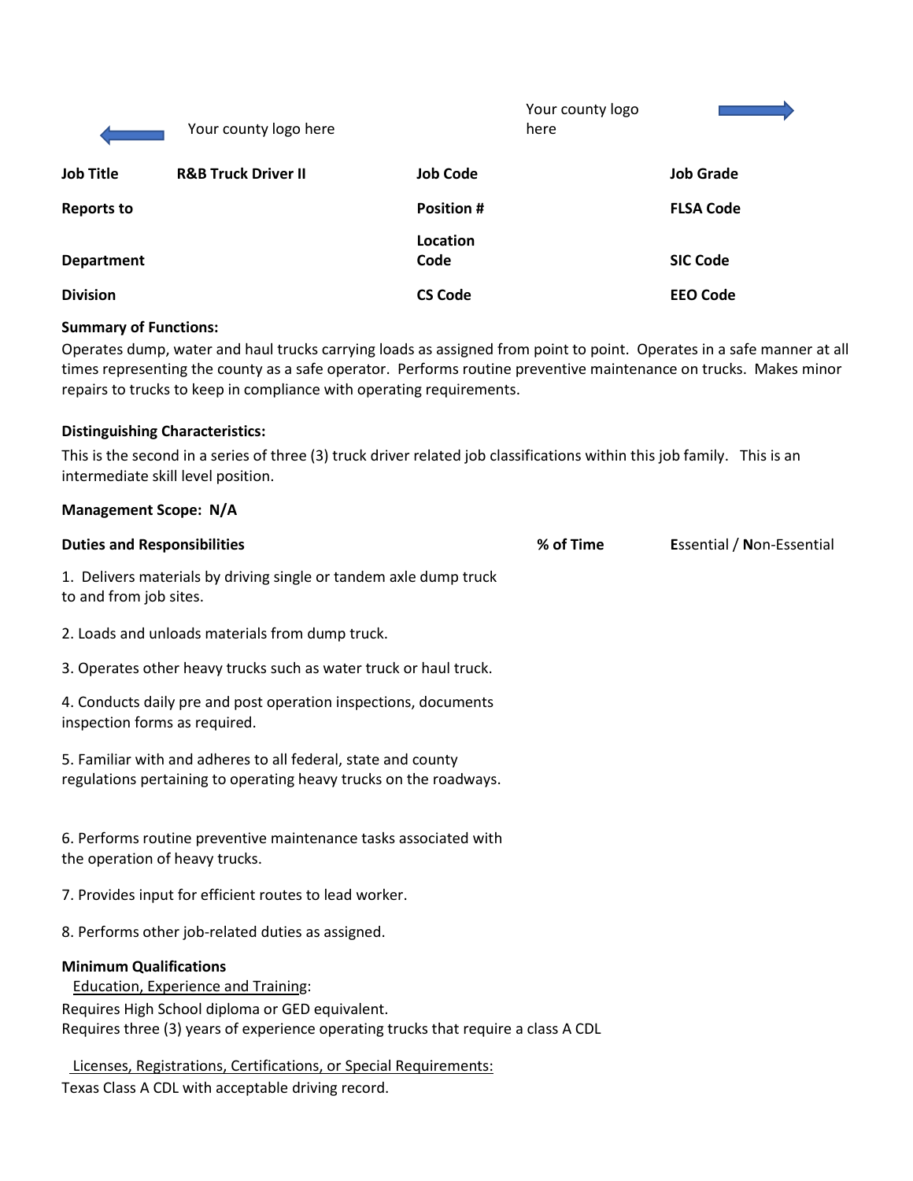Your county logo here

Your county logo here

| Job Title | R&B Truck Driver II | Job Code | | Job Grade | |
|---|---|---|---|---|---|
| Reports to | | Position # | | FLSA Code | |
| Department | | Location Code | | SIC Code | |
| Division | | CS Code | | EEO Code | |

**Summary of Functions:**

Operates dump, water and haul trucks carrying loads as assigned from point to point. Operates in a safe manner at all times representing the county as a safe operator. Performs routine preventive maintenance on trucks. Makes minor repairs to trucks to keep in compliance with operating requirements.

**Distinguishing Characteristics:**

This is the second in a series of three (3) truck driver related job classifications within this job family. This is an intermediate skill level position.

**Management Scope: N/A**

| Duties and Responsibilities | % of Time | **E**ssential / **N**on-Essential |
|---|---|---|
| 1. Delivers materials by driving single or tandem axle dump truck to and from job sites. | | |
| 2. Loads and unloads materials from dump truck. | | |
| 3. Operates other heavy trucks such as water truck or haul truck. | | |
| 4. Conducts daily pre and post operation inspections, documents inspection forms as required. | | |
| 5. Familiar with and adheres to all federal, state and county regulations pertaining to operating heavy trucks on the roadways. | | |
| 6. Performs routine preventive maintenance tasks associated with the operation of heavy trucks. | | |
| 7. Provides input for efficient routes to lead worker. | | |
| 8. Performs other job-related duties as assigned. | | |

**Minimum Qualifications**

Education, Experience and Training:

Requires High School diploma or GED equivalent.
Requires three (3) years of experience operating trucks that require a class A CDL

Licenses, Registrations, Certifications, or Special Requirements:

Texas Class A CDL with acceptable driving record.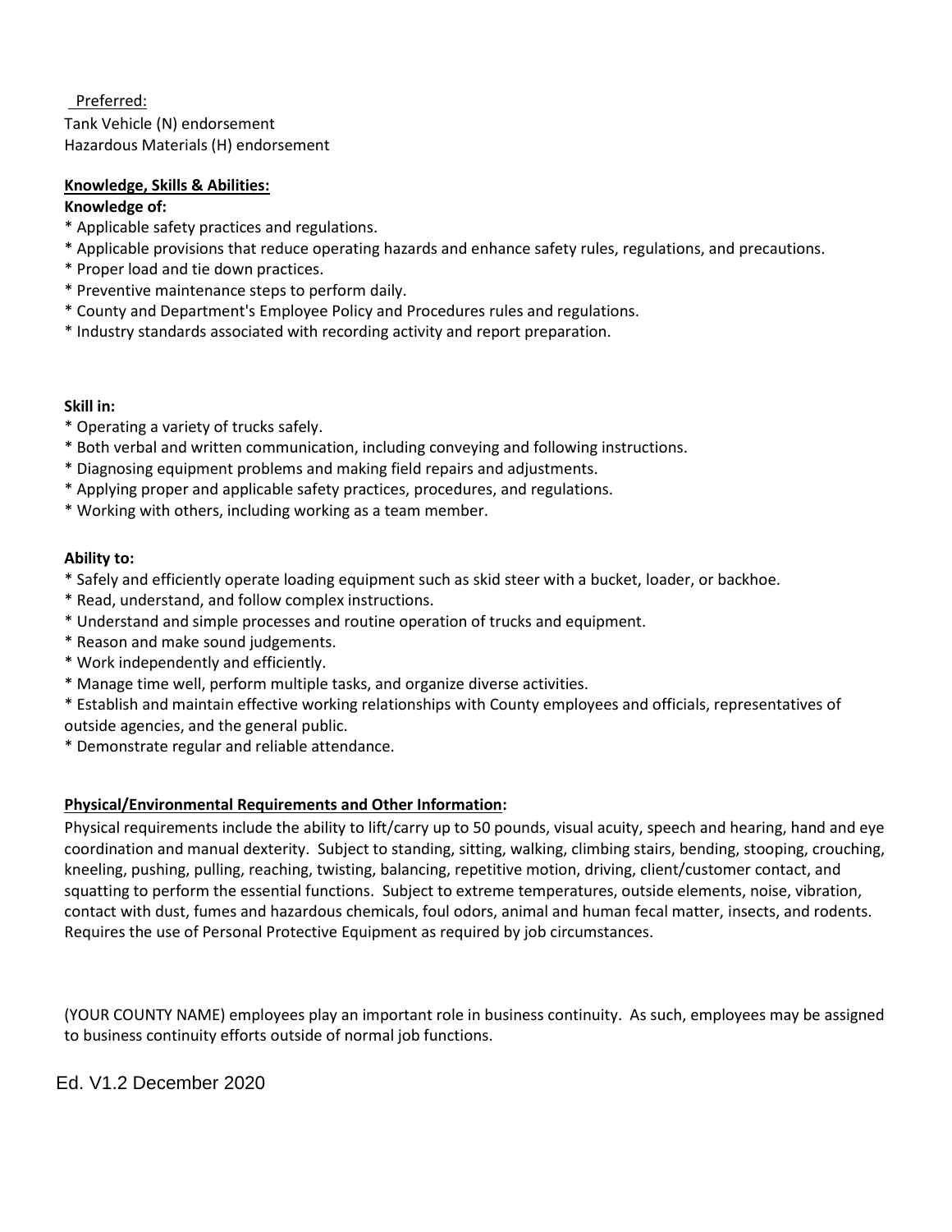Preferred:

Tank Vehicle (N) endorsement
Hazardous Materials (H) endorsement

**Knowledge, Skills & Abilities:**

**Knowledge of:**

* Applicable safety practices and regulations.
* Applicable provisions that reduce operating hazards and enhance safety rules, regulations, and precautions.
* Proper load and tie down practices.
* Preventive maintenance steps to perform daily.
* County and Department's Employee Policy and Procedures rules and regulations.
* Industry standards associated with recording activity and report preparation.

**Skill in:**

* Operating a variety of trucks safely.
* Both verbal and written communication, including conveying and following instructions.
* Diagnosing equipment problems and making field repairs and adjustments.
* Applying proper and applicable safety practices, procedures, and regulations.
* Working with others, including working as a team member.

**Ability to:**

* Safely and efficiently operate loading equipment such as skid steer with a bucket, loader, or backhoe.
* Read, understand, and follow complex instructions.
* Understand and simple processes and routine operation of trucks and equipment.
* Reason and make sound judgements.
* Work independently and efficiently.
* Manage time well, perform multiple tasks, and organize diverse activities.
* Establish and maintain effective working relationships with County employees and officials, representatives of outside agencies, and the general public.
* Demonstrate regular and reliable attendance.

**Physical/Environmental Requirements and Other Information:**

Physical requirements include the ability to lift/carry up to 50 pounds, visual acuity, speech and hearing, hand and eye coordination and manual dexterity. Subject to standing, sitting, walking, climbing stairs, bending, stooping, crouching, kneeling, pushing, pulling, reaching, twisting, balancing, repetitive motion, driving, client/customer contact, and squatting to perform the essential functions. Subject to extreme temperatures, outside elements, noise, vibration, contact with dust, fumes and hazardous chemicals, foul odors, animal and human fecal matter, insects, and rodents. Requires the use of Personal Protective Equipment as required by job circumstances.

(YOUR COUNTY NAME) employees play an important role in business continuity. As such, employees may be assigned to business continuity efforts outside of normal job functions.

Ed. V1.2 December 2020